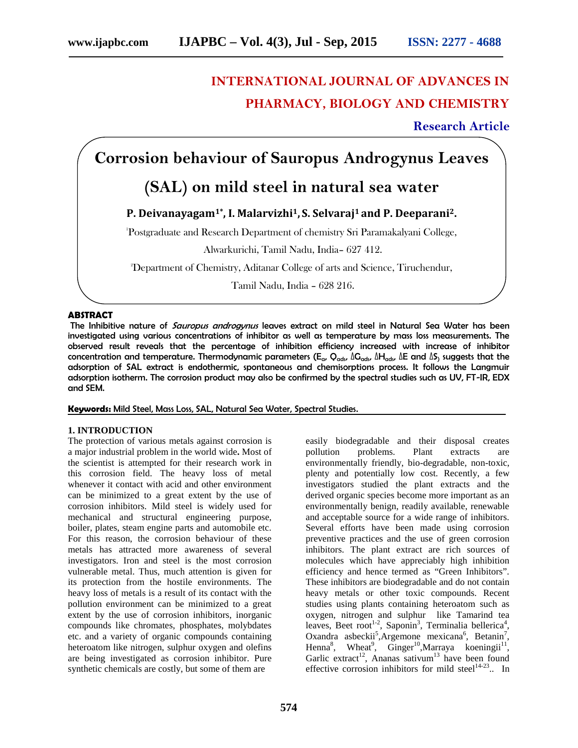# INTERNATIONAL JOURNAL OF ADVANCES IN PHARMACY, BIOLOGY AND CHEMISTRY

**Research Article**

# Corrosion behaviour of Sauropus Androgynus Leaves (SAL) on mild steel in natural sea water

**P. Deivanayagam[1*], I. Malarvizhi[1], S. Selvaraj[1] and P. Deeparani[2].**

[1]Postgraduate and Research Department of chemistry Sri Paramakalyani College, Alwarkurichi, Tamil Nadu, India– 627 412.

[2]Department of Chemistry, Aditanar College of arts and Science, Tiruchendur, Tamil Nadu, India – 628 216.

## ABSTRACT

**The Inhibitive nature of *Sauropus androgynus* leaves extract on mild steel in Natural Sea Water has been investigated using various concentrations of inhibitor as well as temperature by mass loss measurements. The observed result reveals that the percentage of inhibition efficiency increased with increase of inhibitor concentration and temperature. Thermodynamic parameters ($E_a$, $Q_{ads}$, $\Delta G_{ads}$, $\Delta H_{ads}$, $\Delta E$ and $\Delta S$) suggests that the adsorption of SAL extract is endothermic, spontaneous and chemisorptions process. It follows the Langmuir adsorption isotherm. The corrosion product may also be confirmed by the spectral studies such as UV, FT-IR, EDX and SEM.**

**Keywords:** Mild Steel, Mass Loss, SAL, Natural Sea Water, Spectral Studies.

## 1. INTRODUCTION

The protection of various metals against corrosion is a major industrial problem in the world wide**.** Most of the scientist is attempted for their research work in this corrosion field. The heavy loss of metal whenever it contact with acid and other environment can be minimized to a great extent by the use of corrosion inhibitors. Mild steel is widely used for mechanical and structural engineering purpose, boiler, plates, steam engine parts and automobile etc. For this reason, the corrosion behaviour of these metals has attracted more awareness of several investigators. Iron and steel is the most corrosion vulnerable metal. Thus, much attention is given for its protection from the hostile environments. The heavy loss of metals is a result of its contact with the pollution environment can be minimized to a great extent by the use of corrosion inhibitors, inorganic compounds like chromates, phosphates, molybdates etc. and a variety of organic compounds containing heteroatom like nitrogen, sulphur oxygen and olefins are being investigated as corrosion inhibitor. Pure synthetic chemicals are costly, but some of them are easily biodegradable and their disposal creates pollution problems. Plant extracts are environmentally friendly, bio-degradable, non-toxic, plenty and potentially low cost. Recently, a few investigators studied the plant extracts and the derived organic species become more important as an environmentally benign, readily available, renewable and acceptable source for a wide range of inhibitors. Several efforts have been made using corrosion preventive practices and the use of green corrosion inhibitors. The plant extract are rich sources of molecules which have appreciably high inhibition efficiency and hence termed as "Green Inhibitors". These inhibitors are biodegradable and do not contain heavy metals or other toxic compounds. Recent studies using plants containing heteroatom such as oxygen, nitrogen and sulphur like Tamarind tea leaves, Beet root[1-2], Saponin[3], Terminalia bellerica[4], Oxandra asbeckii[5],Argemone mexicana[6], Betanin[7], Henna[8], Wheat[9], Ginger[10],Marraya koeningii[11], Garlic extract[12], Ananas sativum[13] have been found effective corrosion inhibitors for mild steel[14-23].. In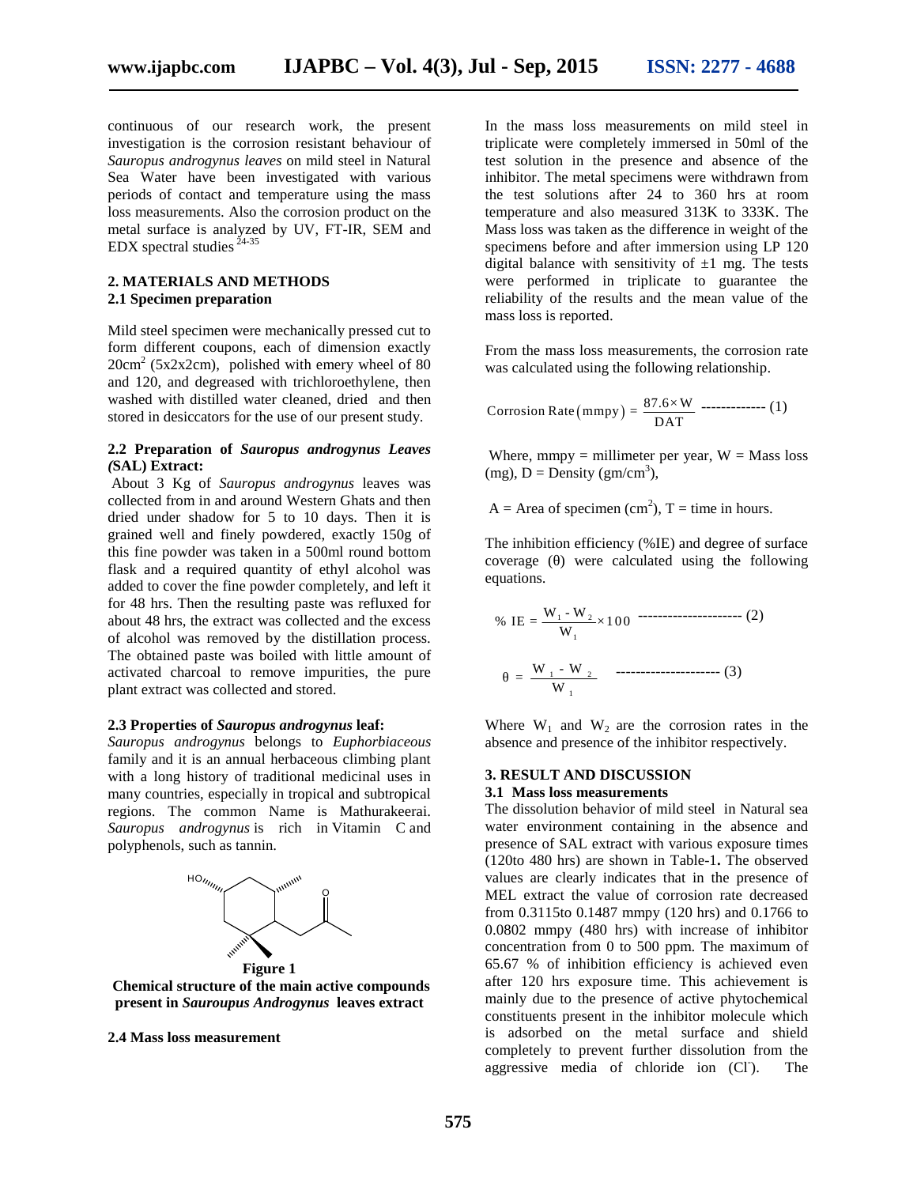continuous of our research work, the present investigation is the corrosion resistant behaviour of *Sauropus androgynus leaves* on mild steel in Natural Sea Water have been investigated with various periods of contact and temperature using the mass loss measurements. Also the corrosion product on the metal surface is analyzed by UV, FT-IR, SEM and EDX spectral studies [24-35]

## 2. MATERIALS AND METHODS

### 2.1 Specimen preparation

Mild steel specimen were mechanically pressed cut to form different coupons, each of dimension exactly $20cm^2$ (5x2x2cm), polished with emery wheel of 80 and 120, and degreased with trichloroethylene, then washed with distilled water cleaned, dried and then stored in desiccators for the use of our present study.

### 2.2 Preparation of *Sauropus androgynus Leaves (*SAL) Extract:

About 3 Kg of *Sauropus androgynus* leaves was collected from in and around Western Ghats and then dried under shadow for 5 to 10 days. Then it is grained well and finely powdered, exactly 150g of this fine powder was taken in a 500ml round bottom flask and a required quantity of ethyl alcohol was added to cover the fine powder completely, and left it for 48 hrs. Then the resulting paste was refluxed for about 48 hrs, the extract was collected and the excess of alcohol was removed by the distillation process. The obtained paste was boiled with little amount of activated charcoal to remove impurities, the pure plant extract was collected and stored.

### 2.3 Properties of *Sauropus androgynus* leaf:

*Sauropus androgynus* belongs to *Euphorbiaceous* family and it is an annual herbaceous climbing plant with a long history of traditional medicinal uses in many countries, especially in tropical and subtropical regions. The common Name is Mathurakeerai. *Sauropus androgynus* is rich in Vitamin C and polyphenols, such as tannin.

**Figure 1**

**Chemical structure of the main active compounds present in *Sauroupus Androgynus* leaves extract**

### 2.4 Mass loss measurement

In the mass loss measurements on mild steel in triplicate were completely immersed in 50ml of the test solution in the presence and absence of the inhibitor. The metal specimens were withdrawn from the test solutions after 24 to 360 hrs at room temperature and also measured 313K to 333K. The Mass loss was taken as the difference in weight of the specimens before and after immersion using LP 120 digital balance with sensitivity of ±1 mg. The tests were performed in triplicate to guarantee the reliability of the results and the mean value of the mass loss is reported.

From the mass loss measurements, the corrosion rate was calculated using the following relationship.

$$\text{Corrosion Rate}\,(\text{mmpy}) = \frac{87.6 \times W}{DAT} \quad \text{------------- (1)}$$

Where, mmpy = millimeter per year, W = Mass loss (mg), D = Density ($gm/cm^3$),

A = Area of specimen ($cm^2$), T = time in hours.

The inhibition efficiency (%IE) and degree of surface coverage (θ) were calculated using the following equations.

$$\%\ IE = \frac{W_1 - W_2}{W_1} \times 100 \quad \text{--------------------- (2)}$$

$$\theta = \frac{W_1 - W_2}{W_1} \quad \text{--------------------- (3)}$$

Where $W_1$ and $W_2$ are the corrosion rates in the absence and presence of the inhibitor respectively.

## 3. RESULT AND DISCUSSION

### 3.1 Mass loss measurements

The dissolution behavior of mild steel in Natural sea water environment containing in the absence and presence of SAL extract with various exposure times (120to 480 hrs) are shown in Table-1**.** The observed values are clearly indicates that in the presence of MEL extract the value of corrosion rate decreased from 0.3115to 0.1487 mmpy (120 hrs) and 0.1766 to 0.0802 mmpy (480 hrs) with increase of inhibitor concentration from 0 to 500 ppm. The maximum of 65.67 % of inhibition efficiency is achieved even after 120 hrs exposure time. This achievement is mainly due to the presence of active phytochemical constituents present in the inhibitor molecule which is adsorbed on the metal surface and shield completely to prevent further dissolution from the aggressive media of chloride ion ($Cl^-$). The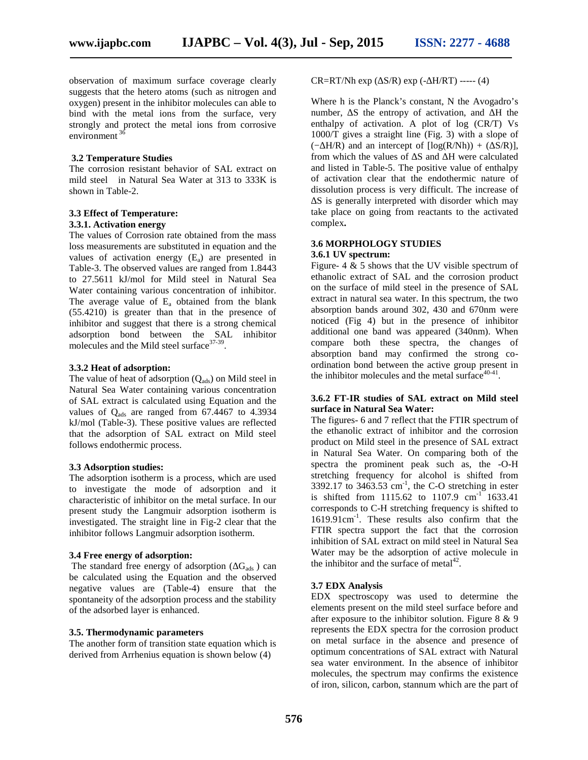observation of maximum surface coverage clearly suggests that the hetero atoms (such as nitrogen and oxygen) present in the inhibitor molecules can able to bind with the metal ions from the surface, very strongly and protect the metal ions from corrosive environment [36]

### 3.2 Temperature Studies

The corrosion resistant behavior of SAL extract on mild steel in Natural Sea Water at 313 to 333K is shown in Table-2.

### 3.3 Effect of Temperature:

#### 3.3.1. Activation energy

The values of Corrosion rate obtained from the mass loss measurements are substituted in equation and the values of activation energy ($E_a$) are presented in Table-3. The observed values are ranged from 1.8443 to 27.5611 kJ/mol for Mild steel in Natural Sea Water containing various concentration of inhibitor. The average value of $E_a$ obtained from the blank (55.4210) is greater than that in the presence of inhibitor and suggest that there is a strong chemical adsorption bond between the SAL inhibitor molecules and the Mild steel surface[37-39].

#### 3.3.2 Heat of adsorption:

The value of heat of adsorption ($Q_{ads}$) on Mild steel in Natural Sea Water containing various concentration of SAL extract is calculated using Equation and the values of $Q_{ads}$ are ranged from 67.4467 to 4.3934 kJ/mol (Table-3). These positive values are reflected that the adsorption of SAL extract on Mild steel follows endothermic process.

### 3.3 Adsorption studies:

The adsorption isotherm is a process, which are used to investigate the mode of adsorption and it characteristic of inhibitor on the metal surface. In our present study the Langmuir adsorption isotherm is investigated. The straight line in Fig-2 clear that the inhibitor follows Langmuir adsorption isotherm.

### 3.4 Free energy of adsorption:

The standard free energy of adsorption ($\Delta G_{ads}$) can be calculated using the Equation and the observed negative values are (Table-4) ensure that the spontaneity of the adsorption process and the stability of the adsorbed layer is enhanced.

### 3.5. Thermodynamic parameters

The another form of transition state equation which is derived from Arrhenius equation is shown below (4)

$$CR = RT/Nh \exp(\Delta S/R) \exp(-\Delta H/RT) \text{ ----- (4)}$$

Where h is the Planck's constant, N the Avogadro's number, ΔS the entropy of activation, and ΔH the enthalpy of activation. A plot of log (CR/T) Vs 1000/T gives a straight line (Fig. 3) with a slope of $(-\Delta H/R)$ and an intercept of $[\log(R/Nh)) + (\Delta S/R)]$, from which the values of ΔS and ΔH were calculated and listed in Table-5. The positive value of enthalpy of activation clear that the endothermic nature of dissolution process is very difficult. The increase of ΔS is generally interpreted with disorder which may take place on going from reactants to the activated complex**.**

### 3.6 MORPHOLOGY STUDIES

#### 3.6.1 UV spectrum:

Figure- 4 & 5 shows that the UV visible spectrum of ethanolic extract of SAL and the corrosion product on the surface of mild steel in the presence of SAL extract in natural sea water. In this spectrum, the two absorption bands around 302, 430 and 670nm were noticed (Fig 4) but in the presence of inhibitor additional one band was appeared (340nm). When compare both these spectra, the changes of absorption band may confirmed the strong co-ordination bond between the active group present in the inhibitor molecules and the metal surface[40-41].

#### 3.6.2 FT-IR studies of SAL extract on Mild steel surface in Natural Sea Water:

The figures- 6 and 7 reflect that the FTIR spectrum of the ethanolic extract of inhibitor and the corrosion product on Mild steel in the presence of SAL extract in Natural Sea Water. On comparing both of the spectra the prominent peak such as, the -O-H stretching frequency for alcohol is shifted from 3392.17 to 3463.53 $cm^{-1}$, the C-O stretching in ester is shifted from 1115.62 to 1107.9 $cm^{-1}$ 1633.41 corresponds to C-H stretching frequency is shifted to 1619.91$cm^{-1}$. These results also confirm that the FTIR spectra support the fact that the corrosion inhibition of SAL extract on mild steel in Natural Sea Water may be the adsorption of active molecule in the inhibitor and the surface of metal[42].

### 3.7 EDX Analysis

EDX spectroscopy was used to determine the elements present on the mild steel surface before and after exposure to the inhibitor solution. Figure 8 & 9 represents the EDX spectra for the corrosion product on metal surface in the absence and presence of optimum concentrations of SAL extract with Natural sea water environment. In the absence of inhibitor molecules, the spectrum may confirms the existence of iron, silicon, carbon, stannum which are the part of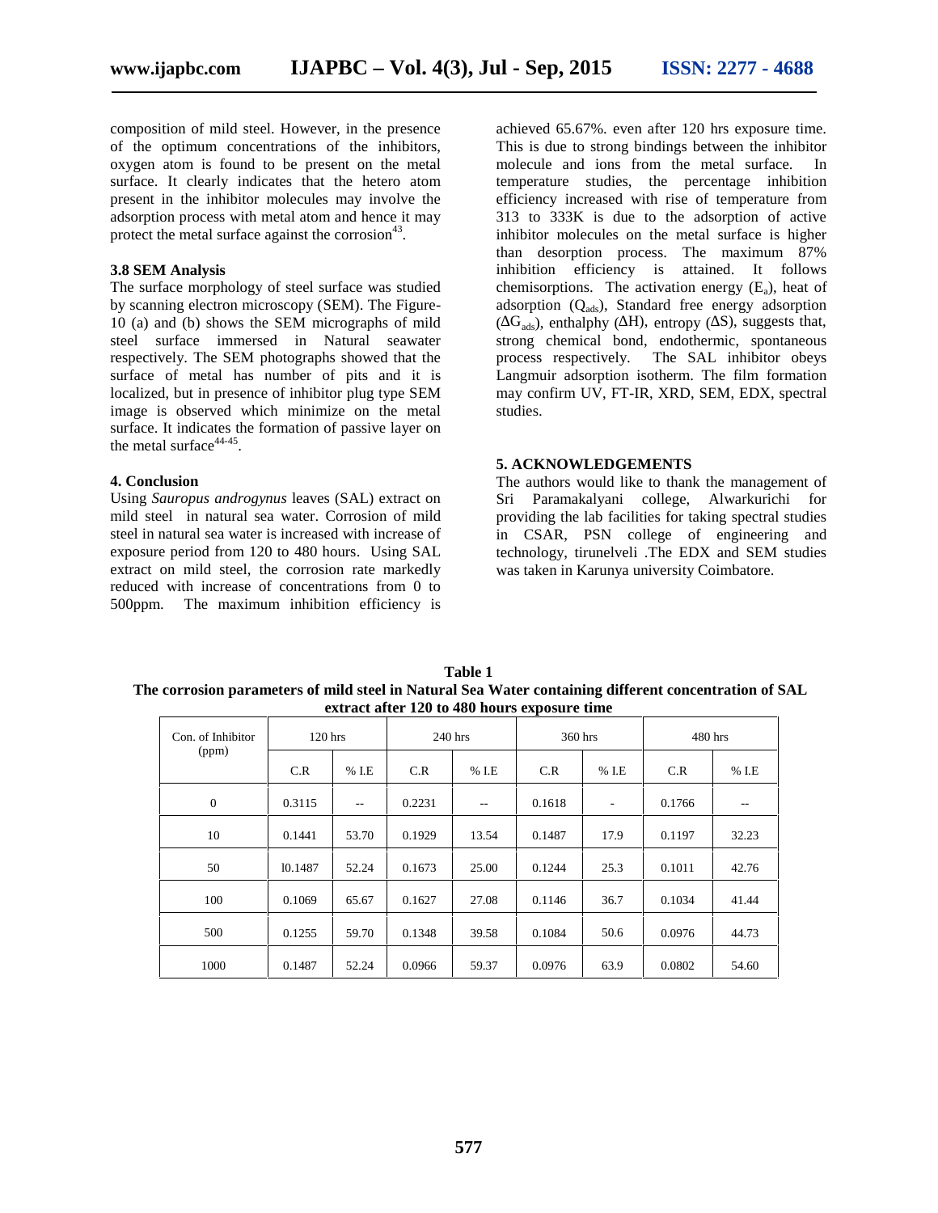composition of mild steel. However, in the presence of the optimum concentrations of the inhibitors, oxygen atom is found to be present on the metal surface. It clearly indicates that the hetero atom present in the inhibitor molecules may involve the adsorption process with metal atom and hence it may protect the metal surface against the corrosion[43].

### 3.8 SEM Analysis

The surface morphology of steel surface was studied by scanning electron microscopy (SEM). The Figure-10 (a) and (b) shows the SEM micrographs of mild steel surface immersed in Natural seawater respectively. The SEM photographs showed that the surface of metal has number of pits and it is localized, but in presence of inhibitor plug type SEM image is observed which minimize on the metal surface. It indicates the formation of passive layer on the metal surface[44-45].

### 4. Conclusion

Using *Sauropus androgynus* leaves (SAL) extract on mild steel in natural sea water. Corrosion of mild steel in natural sea water is increased with increase of exposure period from 120 to 480 hours. Using SAL extract on mild steel, the corrosion rate markedly reduced with increase of concentrations from 0 to 500ppm. The maximum inhibition efficiency is achieved 65.67%. even after 120 hrs exposure time. This is due to strong bindings between the inhibitor molecule and ions from the metal surface. In temperature studies, the percentage inhibition efficiency increased with rise of temperature from 313 to 333K is due to the adsorption of active inhibitor molecules on the metal surface is higher than desorption process. The maximum 87% inhibition efficiency is attained. It follows chemisorptions. The activation energy ($E_a$), heat of adsorption ($Q_{ads}$), Standard free energy adsorption ($\Delta G_{ads}$), enthalphy ($\Delta H$), entropy ($\Delta S$), suggests that, strong chemical bond, endothermic, spontaneous process respectively. The SAL inhibitor obeys Langmuir adsorption isotherm. The film formation may confirm UV, FT-IR, XRD, SEM, EDX, spectral studies.

### 5. ACKNOWLEDGEMENTS

The authors would like to thank the management of Sri Paramakalyani college, Alwarkurichi for providing the lab facilities for taking spectral studies in CSAR, PSN college of engineering and technology, tirunelveli .The EDX and SEM studies was taken in Karunya university Coimbatore.

**Table 1**
**The corrosion parameters of mild steel in Natural Sea Water containing different concentration of SAL extract after 120 to 480 hours exposure time**

| Con. of Inhibitor (ppm) | 120 hrs | | 240 hrs | | 360 hrs | | 480 hrs | |
|---|---|---|---|---|---|---|---|---|
| | C.R | % I.E | C.R | % I.E | C.R | % I.E | C.R | % I.E |
| 0 | 0.3115 | -- | 0.2231 | -- | 0.1618 | - | 0.1766 | -- |
| 10 | 0.1441 | 53.70 | 0.1929 | 13.54 | 0.1487 | 17.9 | 0.1197 | 32.23 |
| 50 | l0.1487 | 52.24 | 0.1673 | 25.00 | 0.1244 | 25.3 | 0.1011 | 42.76 |
| 100 | 0.1069 | 65.67 | 0.1627 | 27.08 | 0.1146 | 36.7 | 0.1034 | 41.44 |
| 500 | 0.1255 | 59.70 | 0.1348 | 39.58 | 0.1084 | 50.6 | 0.0976 | 44.73 |
| 1000 | 0.1487 | 52.24 | 0.0966 | 59.37 | 0.0976 | 63.9 | 0.0802 | 54.60 |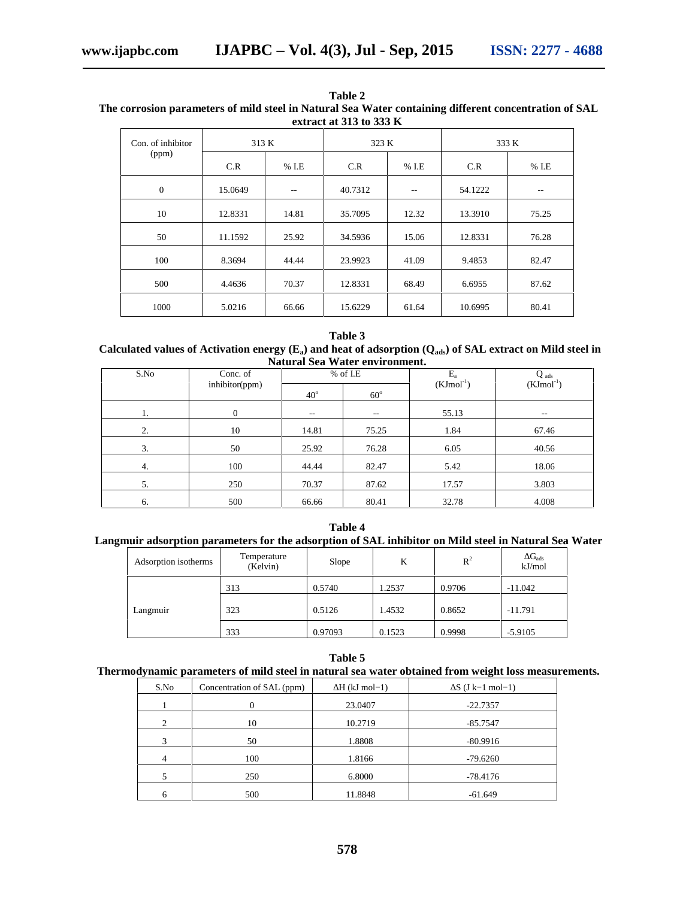**Table 2**
**The corrosion parameters of mild steel in Natural Sea Water containing different concentration of SAL extract at 313 to 333 K**

| Con. of inhibitor (ppm) | 313 K | | 323 K | | 333 K | |
|---|---|---|---|---|---|---|
| | C.R | % I.E | C.R | % I.E | C.R | % I.E |
| 0 | 15.0649 | -- | 40.7312 | -- | 54.1222 | -- |
| 10 | 12.8331 | 14.81 | 35.7095 | 12.32 | 13.3910 | 75.25 |
| 50 | 11.1592 | 25.92 | 34.5936 | 15.06 | 12.8331 | 76.28 |
| 100 | 8.3694 | 44.44 | 23.9923 | 41.09 | 9.4853 | 82.47 |
| 500 | 4.4636 | 70.37 | 12.8331 | 68.49 | 6.6955 | 87.62 |
| 1000 | 5.0216 | 66.66 | 15.6229 | 61.64 | 10.6995 | 80.41 |

**Table 3**
**Calculated values of Activation energy ($E_a$) and heat of adsorption ($Q_{ads}$) of SAL extract on Mild steel in Natural Sea Water environment.**

| S.No | Conc. of inhibitor(ppm) | % of I.E | | $E_a$ ($KJmol^{-1}$) | $Q_{ads}$ ($KJmol^{-1}$) |
|---|---|---|---|---|---|
| | | $40^o$ | $60^o$ | | |
| 1. | 0 | -- | -- | 55.13 | -- |
| 2. | 10 | 14.81 | 75.25 | 1.84 | 67.46 |
| 3. | 50 | 25.92 | 76.28 | 6.05 | 40.56 |
| 4. | 100 | 44.44 | 82.47 | 5.42 | 18.06 |
| 5. | 250 | 70.37 | 87.62 | 17.57 | 3.803 |
| 6. | 500 | 66.66 | 80.41 | 32.78 | 4.008 |

**Table 4**
**Langmuir adsorption parameters for the adsorption of SAL inhibitor on Mild steel in Natural Sea Water**

| Adsorption isotherms | Temperature (Kelvin) | Slope | K | $R^2$ | $\Delta G_{ads}$ kJ/mol |
|---|---|---|---|---|---|
| Langmuir | 313 | 0.5740 | 1.2537 | 0.9706 | -11.042 |
| | 323 | 0.5126 | 1.4532 | 0.8652 | -11.791 |
| | 333 | 0.97093 | 0.1523 | 0.9998 | -5.9105 |

**Table 5**
**Thermodynamic parameters of mild steel in natural sea water obtained from weight loss measurements.**

| S.No | Concentration of SAL (ppm) | ΔH ($kJ\ mol^{-1}$) | ΔS ($J\ k^{-1}\ mol^{-1}$) |
|---|---|---|---|
| 1 | 0 | 23.0407 | -22.7357 |
| 2 | 10 | 10.2719 | -85.7547 |
| 3 | 50 | 1.8808 | -80.9916 |
| 4 | 100 | 1.8166 | -79.6260 |
| 5 | 250 | 6.8000 | -78.4176 |
| 6 | 500 | 11.8848 | -61.649 |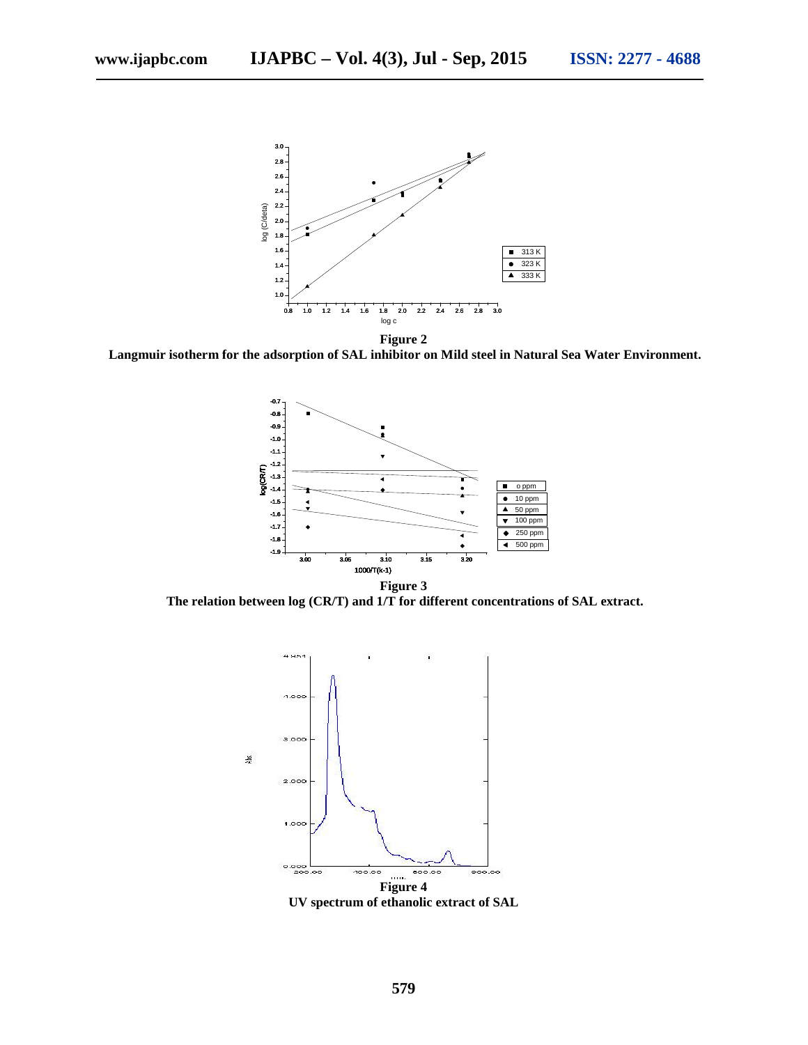**Figure 2**

**Langmuir isotherm for the adsorption of SAL inhibitor on Mild steel in Natural Sea Water Environment.**

**Figure 3**

**The relation between log (CR/T) and 1/T for different concentrations of SAL extract.**

**Figure 4**

**UV spectrum of ethanolic extract of SAL**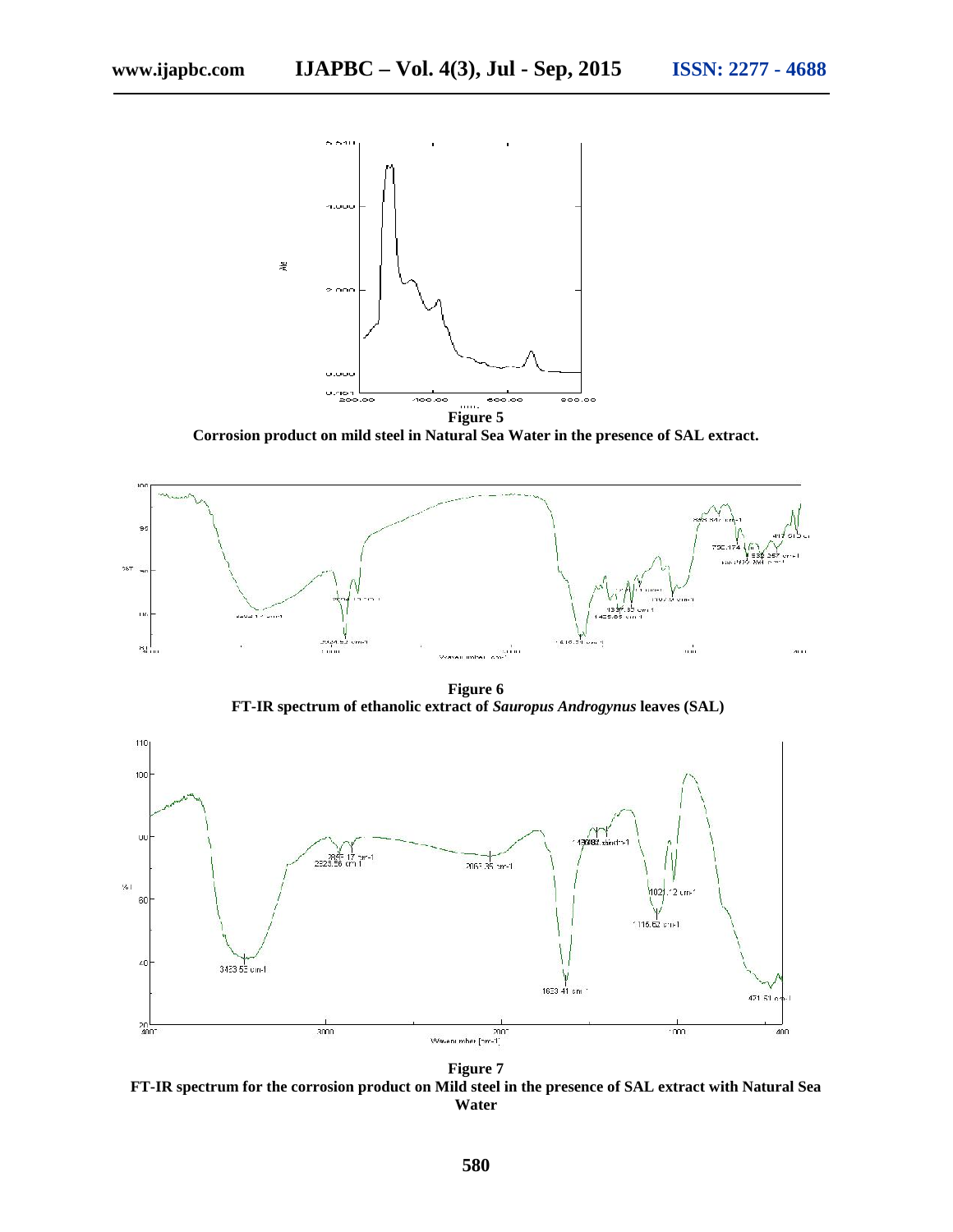**Figure 5**

**Corrosion product on mild steel in Natural Sea Water in the presence of SAL extract.**

**Figure 6**

**FT-IR spectrum of ethanolic extract of *Sauropus Androgynus* leaves (SAL)**

**Figure 7**

**FT-IR spectrum for the corrosion product on Mild steel in the presence of SAL extract with Natural Sea Water**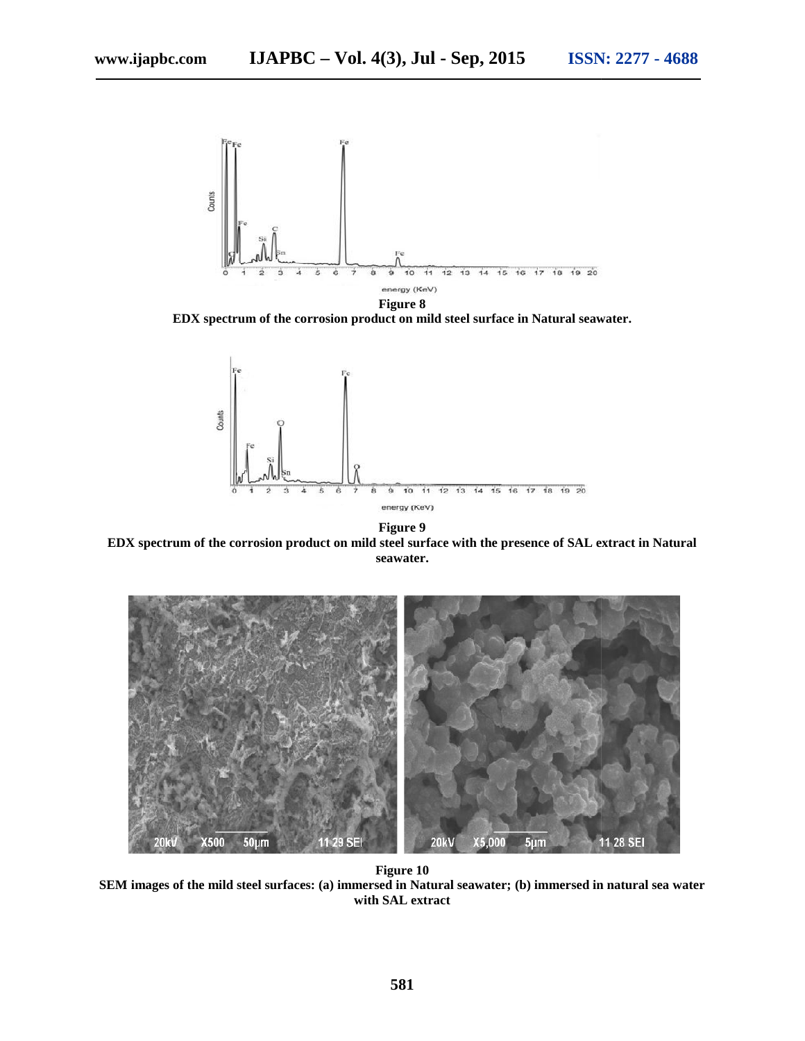**Figure 8**

**EDX spectrum of the corrosion product on mild steel surface in Natural seawater.**

**Figure 9**

**EDX spectrum of the corrosion product on mild steel surface with the presence of SAL extract in Natural seawater.**

**Figure 10**

**SEM images of the mild steel surfaces: (a) immersed in Natural seawater; (b) immersed in natural sea water with SAL extract**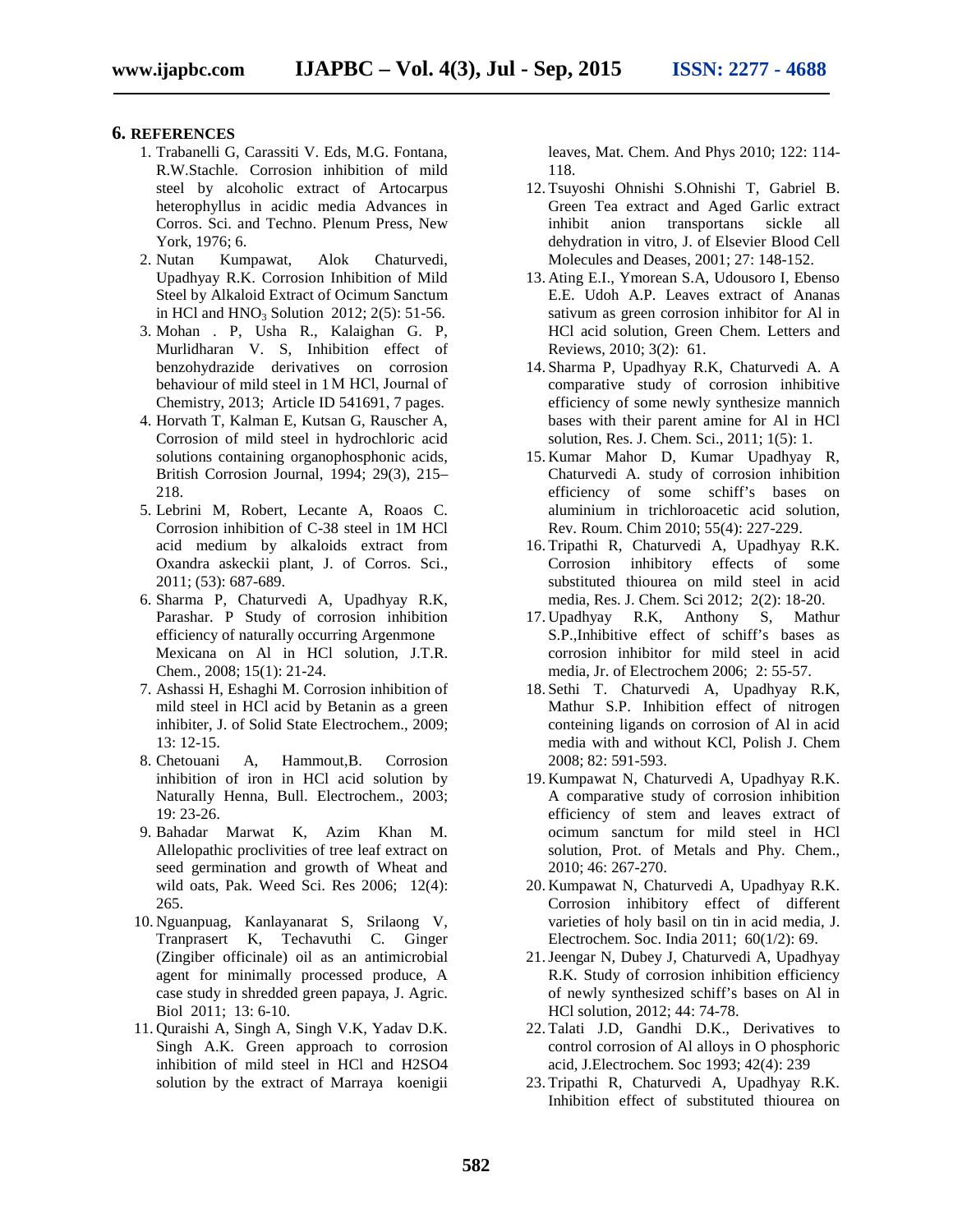## 6. REFERENCES

1. Trabanelli G, Carassiti V. Eds, M.G. Fontana, R.W.Stachle. Corrosion inhibition of mild steel by alcoholic extract of Artocarpus heterophyllus in acidic media Advances in Corros. Sci. and Techno. Plenum Press, New York, 1976; 6.
2. Nutan Kumpawat, Alok Chaturvedi, Upadhyay R.K. Corrosion Inhibition of Mild Steel by Alkaloid Extract of Ocimum Sanctum in HCl and $HNO_3$ Solution 2012; 2(5): 51-56.
3. Mohan . P, Usha R., Kalaighan G. P, Murlidharan V. S, Inhibition effect of benzohydrazide derivatives on corrosion behaviour of mild steel in 1 M HCl, Journal of Chemistry, 2013; Article ID 541691, 7 pages.
4. Horvath T, Kalman E, Kutsan G, Rauscher A, Corrosion of mild steel in hydrochloric acid solutions containing organophosphonic acids, British Corrosion Journal, 1994; 29(3), 215–218.
5. Lebrini M, Robert, Lecante A, Roaos C. Corrosion inhibition of C-38 steel in 1M HCl acid medium by alkaloids extract from Oxandra askeckii plant, J. of Corros. Sci., 2011; (53): 687-689.
6. Sharma P, Chaturvedi A, Upadhyay R.K, Parashar. P Study of corrosion inhibition efficiency of naturally occurring Argenmone Mexicana on Al in HCl solution, J.T.R. Chem., 2008; 15(1): 21-24.
7. Ashassi H, Eshaghi M. Corrosion inhibition of mild steel in HCl acid by Betanin as a green inhibiter, J. of Solid State Electrochem., 2009; 13: 12-15.
8. Chetouani A, Hammout,B. Corrosion inhibition of iron in HCl acid solution by Naturally Henna, Bull. Electrochem., 2003; 19: 23-26.
9. Bahadar Marwat K, Azim Khan M. Allelopathic proclivities of tree leaf extract on seed germination and growth of Wheat and wild oats, Pak. Weed Sci. Res 2006; 12(4): 265.
10. Nguanpuag, Kanlayanarat S, Srilaong V, Tranprasert K, Techavuthi C. Ginger (Zingiber officinale) oil as an antimicrobial agent for minimally processed produce, A case study in shredded green papaya, J. Agric. Biol 2011; 13: 6-10.
11. Quraishi A, Singh A, Singh V.K, Yadav D.K. Singh A.K. Green approach to corrosion inhibition of mild steel in HCl and H2SO4 solution by the extract of Marraya koenigii leaves, Mat. Chem. And Phys 2010; 122: 114-118.
12. Tsuyoshi Ohnishi S.Ohnishi T, Gabriel B. Green Tea extract and Aged Garlic extract inhibit anion transportans sickle all dehydration in vitro, J. of Elsevier Blood Cell Molecules and Deases, 2001; 27: 148-152.
13. Ating E.I., Ymorean S.A, Udousoro I, Ebenso E.E. Udoh A.P. Leaves extract of Ananas sativum as green corrosion inhibitor for Al in HCl acid solution, Green Chem. Letters and Reviews, 2010; 3(2): 61.
14. Sharma P, Upadhyay R.K, Chaturvedi A. A comparative study of corrosion inhibitive efficiency of some newly synthesize mannich bases with their parent amine for Al in HCl solution, Res. J. Chem. Sci., 2011; 1(5): 1.
15. Kumar Mahor D, Kumar Upadhyay R, Chaturvedi A. study of corrosion inhibition efficiency of some schiff's bases on aluminium in trichloroacetic acid solution, Rev. Roum. Chim 2010; 55(4): 227-229.
16. Tripathi R, Chaturvedi A, Upadhyay R.K. Corrosion inhibitory effects of some substituted thiourea on mild steel in acid media, Res. J. Chem. Sci 2012; 2(2): 18-20.
17. Upadhyay R.K, Anthony S, Mathur S.P.,Inhibitive effect of schiff's bases as corrosion inhibitor for mild steel in acid media, Jr. of Electrochem 2006; 2: 55-57.
18. Sethi T. Chaturvedi A, Upadhyay R.K, Mathur S.P. Inhibition effect of nitrogen conteining ligands on corrosion of Al in acid media with and without KCl, Polish J. Chem 2008; 82: 591-593.
19. Kumpawat N, Chaturvedi A, Upadhyay R.K. A comparative study of corrosion inhibition efficiency of stem and leaves extract of ocimum sanctum for mild steel in HCl solution, Prot. of Metals and Phy. Chem., 2010; 46: 267-270.
20. Kumpawat N, Chaturvedi A, Upadhyay R.K. Corrosion inhibitory effect of different varieties of holy basil on tin in acid media, J. Electrochem. Soc. India 2011; 60(1/2): 69.
21. Jeengar N, Dubey J, Chaturvedi A, Upadhyay R.K. Study of corrosion inhibition efficiency of newly synthesized schiff's bases on Al in HCl solution, 2012; 44: 74-78.
22. Talati J.D, Gandhi D.K., Derivatives to control corrosion of Al alloys in O phosphoric acid, J.Electrochem. Soc 1993; 42(4): 239
23. Tripathi R, Chaturvedi A, Upadhyay R.K. Inhibition effect of substituted thiourea on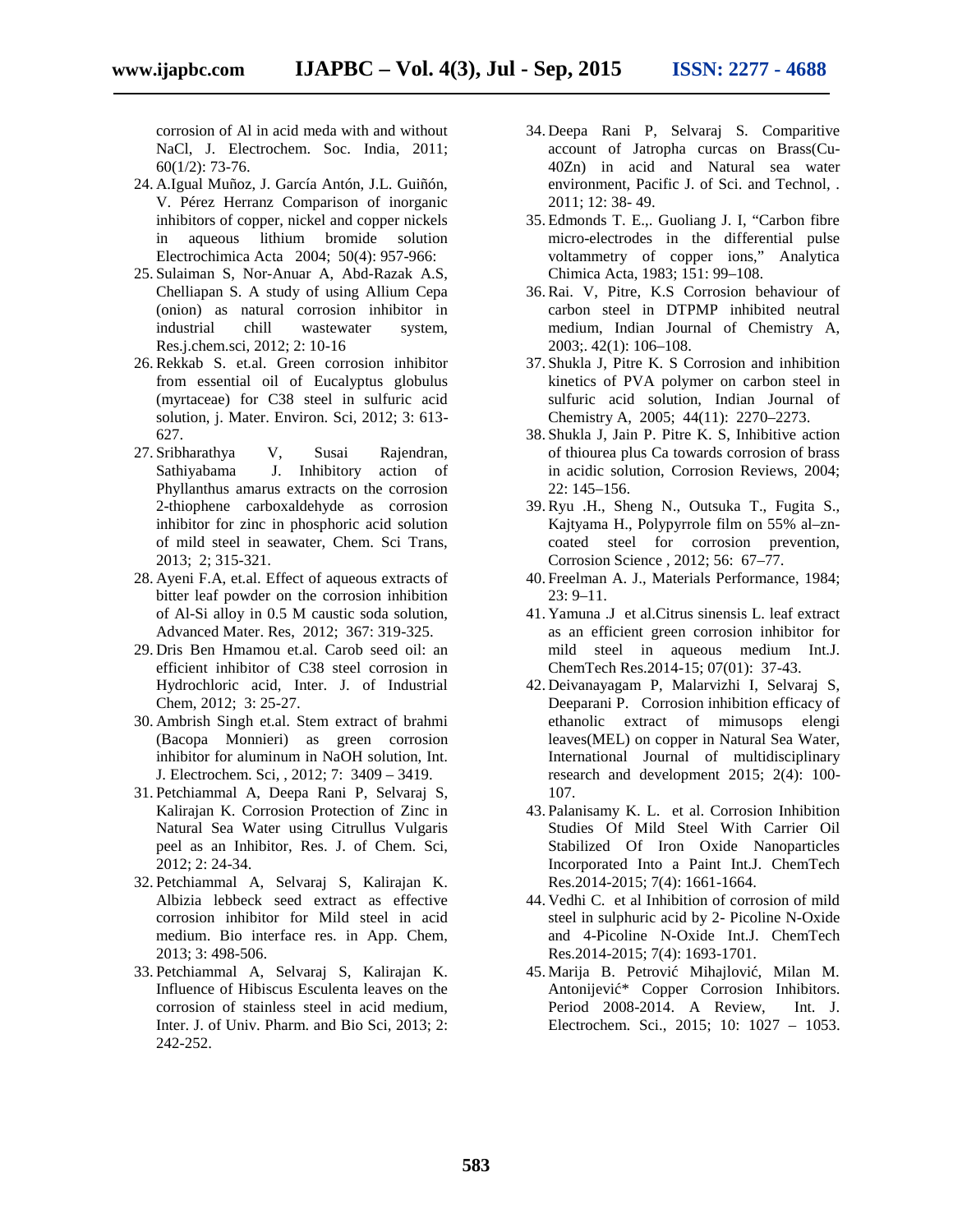corrosion of Al in acid meda with and without NaCl, J. Electrochem. Soc. India, 2011; 60(1/2): 73-76.

24. A.Igual Muñoz, J. García Antón, J.L. Guiñón, V. Pérez Herranz Comparison of inorganic inhibitors of copper, nickel and copper nickels in aqueous lithium bromide solution Electrochimica Acta 2004; 50(4): 957-966:
25. Sulaiman S, Nor-Anuar A, Abd-Razak A.S, Chelliapan S. A study of using Allium Cepa (onion) as natural corrosion inhibitor in industrial chill wastewater system, Res.j.chem.sci, 2012; 2: 10-16
26. Rekkab S. et.al. Green corrosion inhibitor from essential oil of Eucalyptus globulus (myrtaceae) for C38 steel in sulfuric acid solution, j. Mater. Environ. Sci, 2012; 3: 613-627.
27. Sribharathya V, Susai Rajendran, Sathiyabama J. Inhibitory action of Phyllanthus amarus extracts on the corrosion 2-thiophene carboxaldehyde as corrosion inhibitor for zinc in phosphoric acid solution of mild steel in seawater, Chem. Sci Trans, 2013; 2; 315-321.
28. Ayeni F.A, et.al. Effect of aqueous extracts of bitter leaf powder on the corrosion inhibition of Al-Si alloy in 0.5 M caustic soda solution, Advanced Mater. Res, 2012; 367: 319-325.
29. Dris Ben Hmamou et.al. Carob seed oil: an efficient inhibitor of C38 steel corrosion in Hydrochloric acid, Inter. J. of Industrial Chem, 2012; 3: 25-27.
30. Ambrish Singh et.al. Stem extract of brahmi (Bacopa Monnieri) as green corrosion inhibitor for aluminum in NaOH solution, Int. J. Electrochem. Sci, , 2012; 7: 3409 – 3419.
31. Petchiammal A, Deepa Rani P, Selvaraj S, Kalirajan K. Corrosion Protection of Zinc in Natural Sea Water using Citrullus Vulgaris peel as an Inhibitor, Res. J. of Chem. Sci, 2012; 2: 24-34.
32. Petchiammal A, Selvaraj S, Kalirajan K. Albizia lebbeck seed extract as effective corrosion inhibitor for Mild steel in acid medium. Bio interface res. in App. Chem, 2013; 3: 498-506.
33. Petchiammal A, Selvaraj S, Kalirajan K. Influence of Hibiscus Esculenta leaves on the corrosion of stainless steel in acid medium, Inter. J. of Univ. Pharm. and Bio Sci, 2013; 2: 242-252.
34. Deepa Rani P, Selvaraj S. Comparitive account of Jatropha curcas on Brass(Cu-40Zn) in acid and Natural sea water environment, Pacific J. of Sci. and Technol, . 2011; 12: 38- 49.
35. Edmonds T. E.,. Guoliang J. I, "Carbon fibre micro-electrodes in the differential pulse voltammetry of copper ions," Analytica Chimica Acta, 1983; 151: 99–108.
36. Rai. V, Pitre, K.S Corrosion behaviour of carbon steel in DTPMP inhibited neutral medium, Indian Journal of Chemistry A, 2003;. 42(1): 106–108.
37. Shukla J, Pitre K. S Corrosion and inhibition kinetics of PVA polymer on carbon steel in sulfuric acid solution, Indian Journal of Chemistry A, 2005; 44(11): 2270–2273.
38. Shukla J, Jain P. Pitre K. S, Inhibitive action of thiourea plus Ca towards corrosion of brass in acidic solution, Corrosion Reviews, 2004; 22: 145–156.
39. Ryu .H., Sheng N., Outsuka T., Fugita S., Kajtyama H., Polypyrrole film on 55% al–zn-coated steel for corrosion prevention, Corrosion Science , 2012; 56: 67–77.
40. Freelman A. J., Materials Performance, 1984; 23: 9–11.
41. Yamuna .J et al.Citrus sinensis L. leaf extract as an efficient green corrosion inhibitor for mild steel in aqueous medium Int.J. ChemTech Res.2014-15; 07(01): 37-43.
42. Deivanayagam P, Malarvizhi I, Selvaraj S, Deeparani P. Corrosion inhibition efficacy of ethanolic extract of mimusops elengi leaves(MEL) on copper in Natural Sea Water, International Journal of multidisciplinary research and development 2015; 2(4): 100-107.
43. Palanisamy K. L. et al. Corrosion Inhibition Studies Of Mild Steel With Carrier Oil Stabilized Of Iron Oxide Nanoparticles Incorporated Into a Paint Int.J. ChemTech Res.2014-2015; 7(4): 1661-1664.
44. Vedhi C. et al Inhibition of corrosion of mild steel in sulphuric acid by 2- Picoline N-Oxide and 4-Picoline N-Oxide Int.J. ChemTech Res.2014-2015; 7(4): 1693-1701.
45. Marija B. Petrović Mihajlović, Milan M. Antonijević* Copper Corrosion Inhibitors. Period 2008-2014. A Review, Int. J. Electrochem. Sci., 2015; 10: 1027 – 1053.